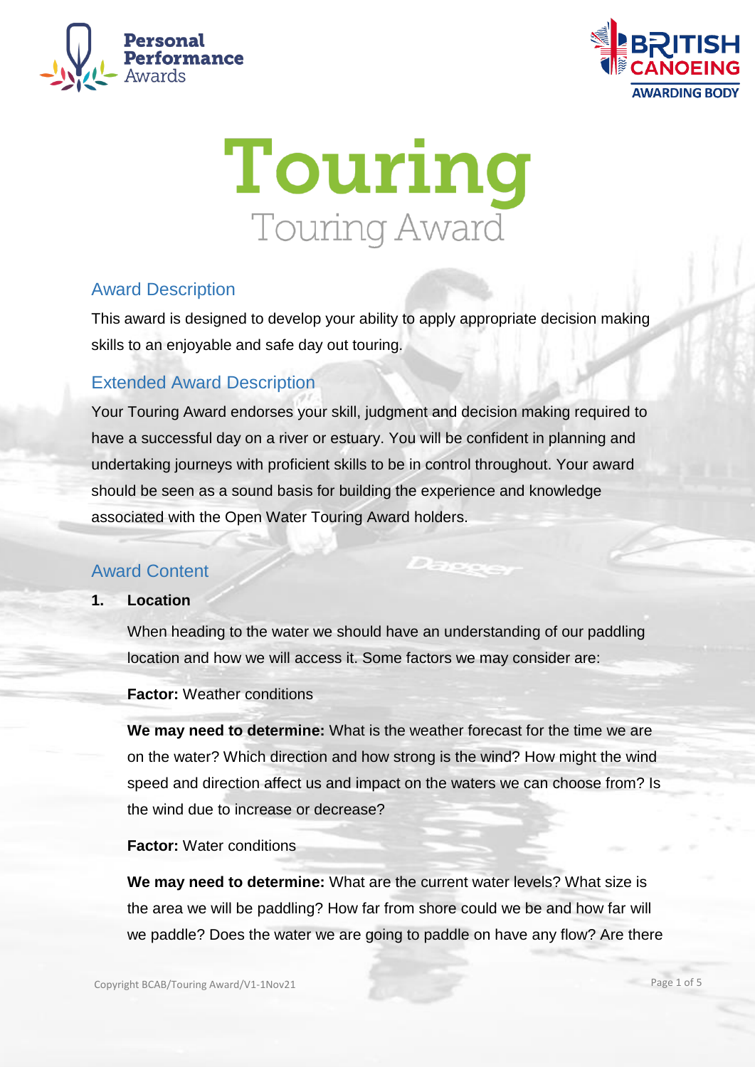# Touring

## Touring Award

### Award Description

This award is designed to develop your ability to apply appropriate decision making skills to an enjoyable and safe day out touring.

### Extended Award Description

Your Touring Award endorses your skill, judgment and decision making required to have a successful day on a river or estuary. You will be confident in planning and undertaking journeys with proficient skills to be in control throughout. Your award should be seen as a sound basis for building the experience and knowledge associated with the Open Water Touring Award holders.

### Award Content

**1. Location**

When heading to the water we should have an understanding of our paddling location and how we will access it. Some factors we may consider are:

**Factor:** Weather conditions

**We may need to determine:** What is the weather forecast for the time we are on the water? Which direction and how strong is the wind? How might the wind speed and direction affect us and impact on the waters we can choose from? Is the wind due to increase or decrease?

**Factor:** Water conditions

**We may need to determine:** What are the current water levels? What size is the area we will be paddling? How far from shore could we be and how far will we paddle? Does the water we are going to paddle on have any flow? Are there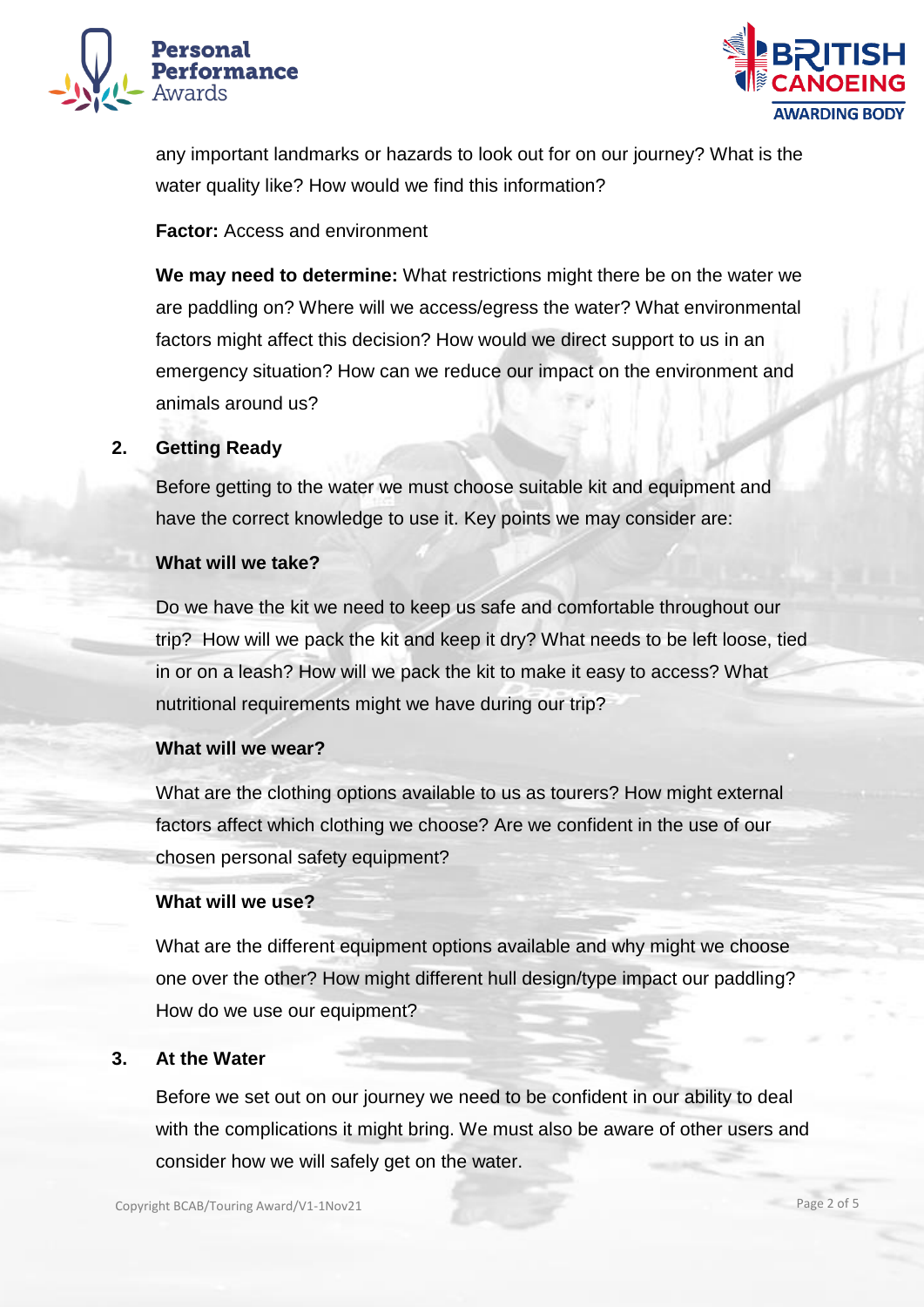any important landmarks or hazards to look out for on our journey? What is the water quality like? How would we find this information?

**Factor:** Access and environment

**We may need to determine:** What restrictions might there be on the water we are paddling on? Where will we access/egress the water? What environmental factors might affect this decision? How would we direct support to us in an emergency situation? How can we reduce our impact on the environment and animals around us?

## 2. Getting Ready

Before getting to the water we must choose suitable kit and equipment and have the correct knowledge to use it. Key points we may consider are:

**What will we take?**

Do we have the kit we need to keep us safe and comfortable throughout our trip? How will we pack the kit and keep it dry? What needs to be left loose, tied in or on a leash? How will we pack the kit to make it easy to access? What nutritional requirements might we have during our trip?

**What will we wear?**

What are the clothing options available to us as tourers? How might external factors affect which clothing we choose? Are we confident in the use of our chosen personal safety equipment?

**What will we use?**

What are the different equipment options available and why might we choose one over the other? How might different hull design/type impact our paddling? How do we use our equipment?

## 3. At the Water

Before we set out on our journey we need to be confident in our ability to deal with the complications it might bring. We must also be aware of other users and consider how we will safely get on the water.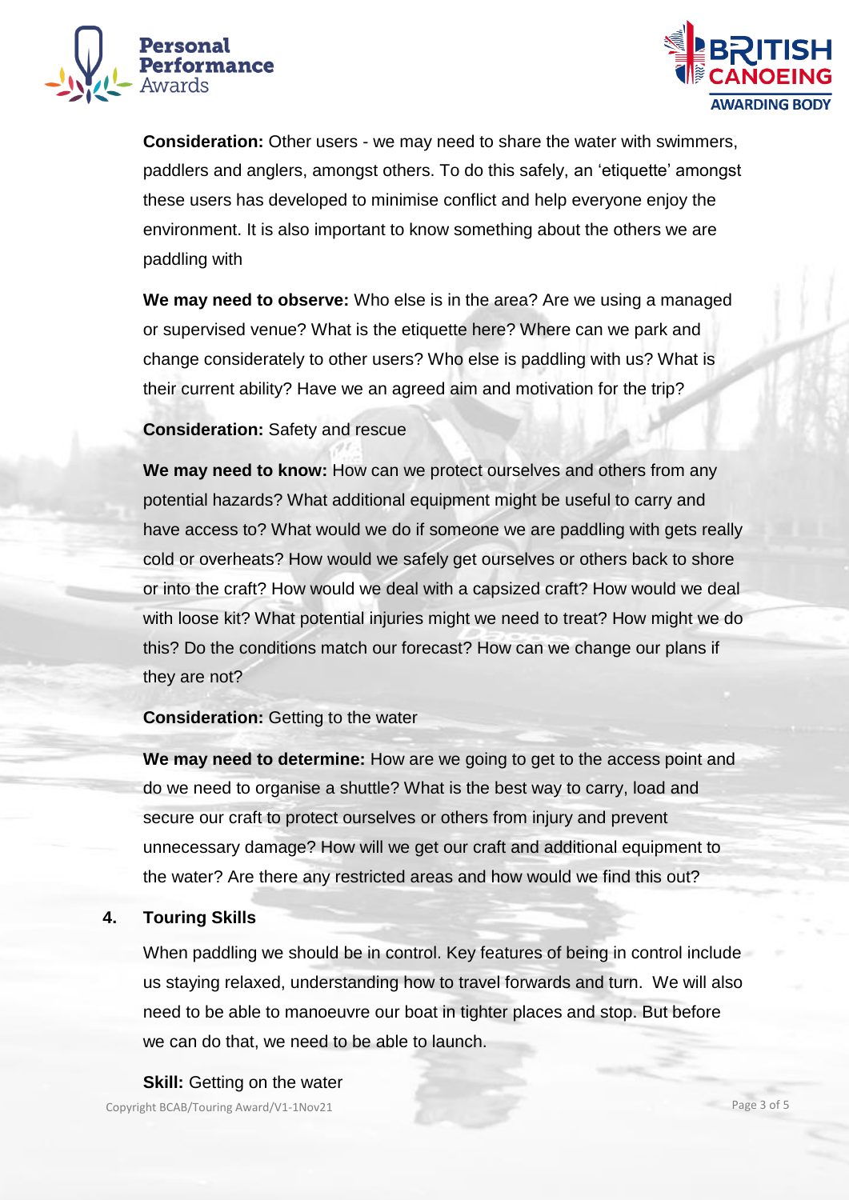**Consideration:** Other users - we may need to share the water with swimmers, paddlers and anglers, amongst others. To do this safely, an 'etiquette' amongst these users has developed to minimise conflict and help everyone enjoy the environment. It is also important to know something about the others we are paddling with

**We may need to observe:** Who else is in the area? Are we using a managed or supervised venue? What is the etiquette here? Where can we park and change considerately to other users? Who else is paddling with us? What is their current ability? Have we an agreed aim and motivation for the trip?

**Consideration:** Safety and rescue

**We may need to know:** How can we protect ourselves and others from any potential hazards? What additional equipment might be useful to carry and have access to? What would we do if someone we are paddling with gets really cold or overheats? How would we safely get ourselves or others back to shore or into the craft? How would we deal with a capsized craft? How would we deal with loose kit? What potential injuries might we need to treat? How might we do this? Do the conditions match our forecast? How can we change our plans if they are not?

**Consideration:** Getting to the water

**We may need to determine:** How are we going to get to the access point and do we need to organise a shuttle? What is the best way to carry, load and secure our craft to protect ourselves or others from injury and prevent unnecessary damage? How will we get our craft and additional equipment to the water? Are there any restricted areas and how would we find this out?

## 4. Touring Skills

When paddling we should be in control. Key features of being in control include us staying relaxed, understanding how to travel forwards and turn. We will also need to be able to manoeuvre our boat in tighter places and stop. But before we can do that, we need to be able to launch.

**Skill:** Getting on the water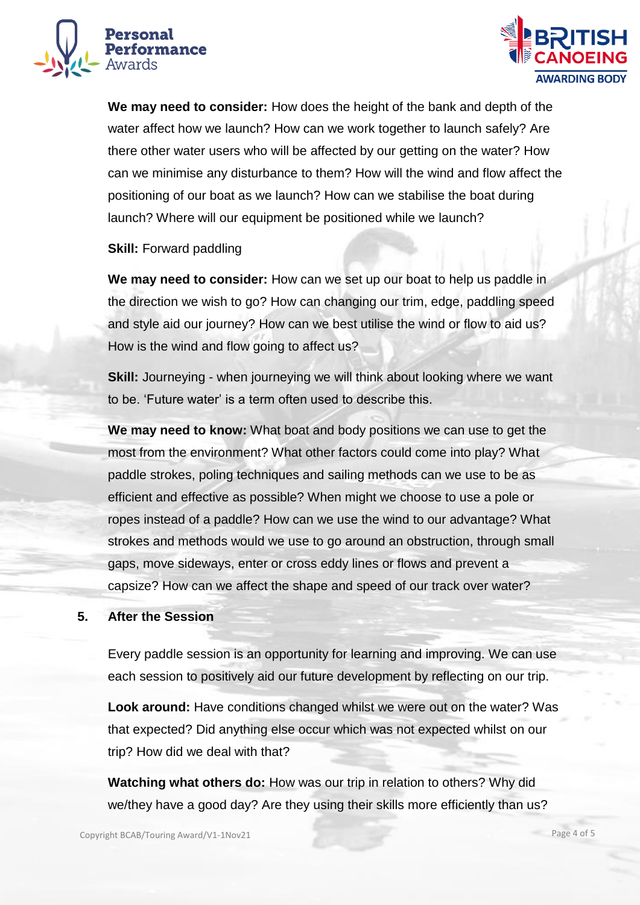**We may need to consider:** How does the height of the bank and depth of the water affect how we launch? How can we work together to launch safely? Are there other water users who will be affected by our getting on the water? How can we minimise any disturbance to them? How will the wind and flow affect the positioning of our boat as we launch? How can we stabilise the boat during launch? Where will our equipment be positioned while we launch?

**Skill:** Forward paddling

**We may need to consider:** How can we set up our boat to help us paddle in the direction we wish to go? How can changing our trim, edge, paddling speed and style aid our journey? How can we best utilise the wind or flow to aid us? How is the wind and flow going to affect us?

**Skill:** Journeying - when journeying we will think about looking where we want to be. 'Future water' is a term often used to describe this.

**We may need to know:** What boat and body positions we can use to get the most from the environment? What other factors could come into play? What paddle strokes, poling techniques and sailing methods can we use to be as efficient and effective as possible? When might we choose to use a pole or ropes instead of a paddle? How can we use the wind to our advantage? What strokes and methods would we use to go around an obstruction, through small gaps, move sideways, enter or cross eddy lines or flows and prevent a capsize? How can we affect the shape and speed of our track over water?

## 5. After the Session

Every paddle session is an opportunity for learning and improving. We can use each session to positively aid our future development by reflecting on our trip.

**Look around:** Have conditions changed whilst we were out on the water? Was that expected? Did anything else occur which was not expected whilst on our trip? How did we deal with that?

**Watching what others do:** How was our trip in relation to others? Why did we/they have a good day? Are they using their skills more efficiently than us?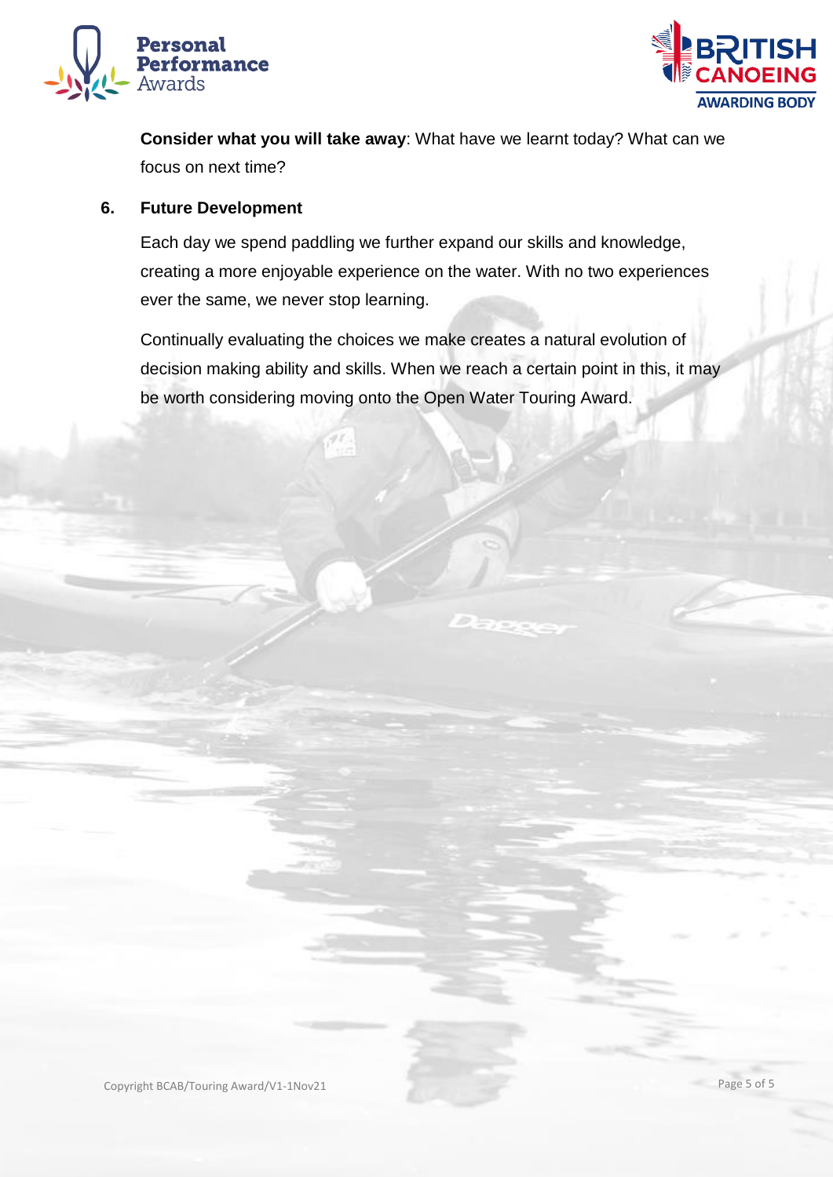**Consider what you will take away**: What have we learnt today? What can we focus on next time?

## 6. Future Development

Each day we spend paddling we further expand our skills and knowledge, creating a more enjoyable experience on the water. With no two experiences ever the same, we never stop learning.

Continually evaluating the choices we make creates a natural evolution of decision making ability and skills. When we reach a certain point in this, it may be worth considering moving onto the Open Water Touring Award.